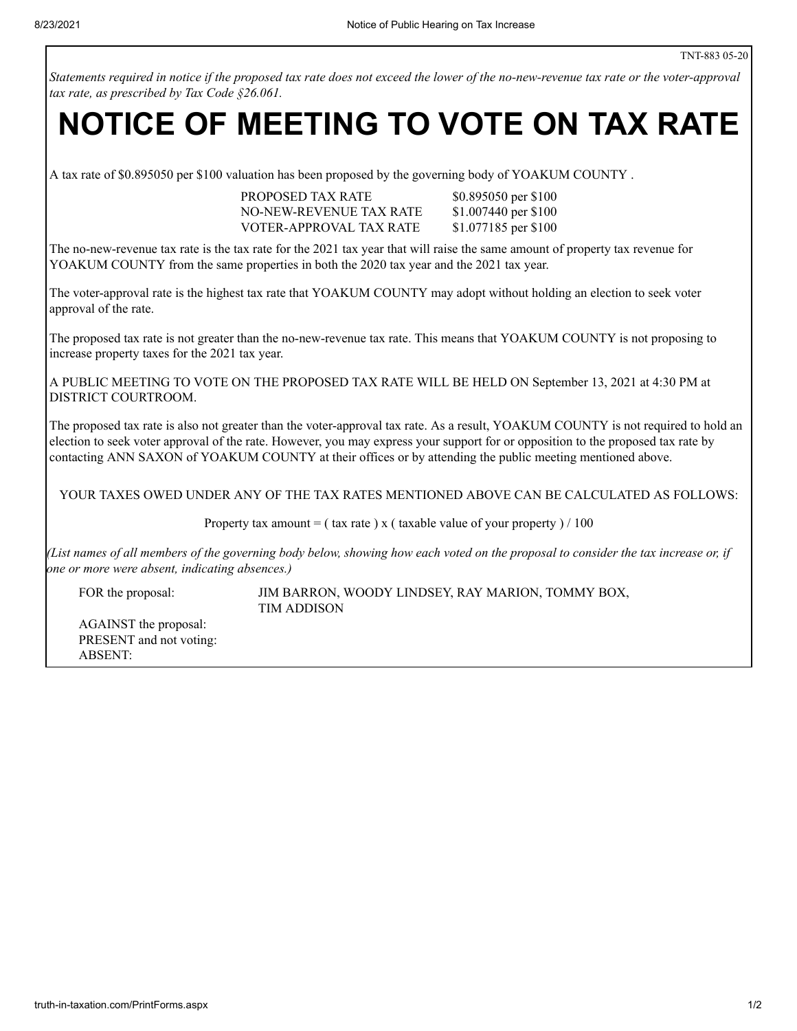TNT-883 05-20

*Statements required in notice if the proposed tax rate does not exceed the lower of the no-new-revenue tax rate or the voter-approval tax rate, as prescribed by Tax Code §26.061.*

# NOTICE OF MEETING TO VOTE ON TAX RATE

A tax rate of $0.895050 per $100 valuation has been proposed by the governing body of YOAKUM COUNTY .

| | |
|---|---|
| PROPOSED TAX RATE | $0.895050 per $100 |
| NO-NEW-REVENUE TAX RATE | $1.007440 per $100 |
| VOTER-APPROVAL TAX RATE | $1.077185 per $100 |

The no-new-revenue tax rate is the tax rate for the 2021 tax year that will raise the same amount of property tax revenue for YOAKUM COUNTY from the same properties in both the 2020 tax year and the 2021 tax year.

The voter-approval rate is the highest tax rate that YOAKUM COUNTY may adopt without holding an election to seek voter approval of the rate.

The proposed tax rate is not greater than the no-new-revenue tax rate. This means that YOAKUM COUNTY is not proposing to increase property taxes for the 2021 tax year.

A PUBLIC MEETING TO VOTE ON THE PROPOSED TAX RATE WILL BE HELD ON September 13, 2021 at 4:30 PM at DISTRICT COURTROOM.

The proposed tax rate is also not greater than the voter-approval tax rate. As a result, YOAKUM COUNTY is not required to hold an election to seek voter approval of the rate. However, you may express your support for or opposition to the proposed tax rate by contacting ANN SAXON of YOAKUM COUNTY at their offices or by attending the public meeting mentioned above.

YOUR TAXES OWED UNDER ANY OF THE TAX RATES MENTIONED ABOVE CAN BE CALCULATED AS FOLLOWS:

Property tax amount = ( tax rate ) x ( taxable value of your property ) / 100

*(List names of all members of the governing body below, showing how each voted on the proposal to consider the tax increase or, if one or more were absent, indicating absences.)*

| | |
|---|---|
| FOR the proposal: | JIM BARRON, WOODY LINDSEY, RAY MARION, TOMMY BOX, TIM ADDISON |
| AGAINST the proposal: | |
| PRESENT and not voting: | |
| ABSENT: | |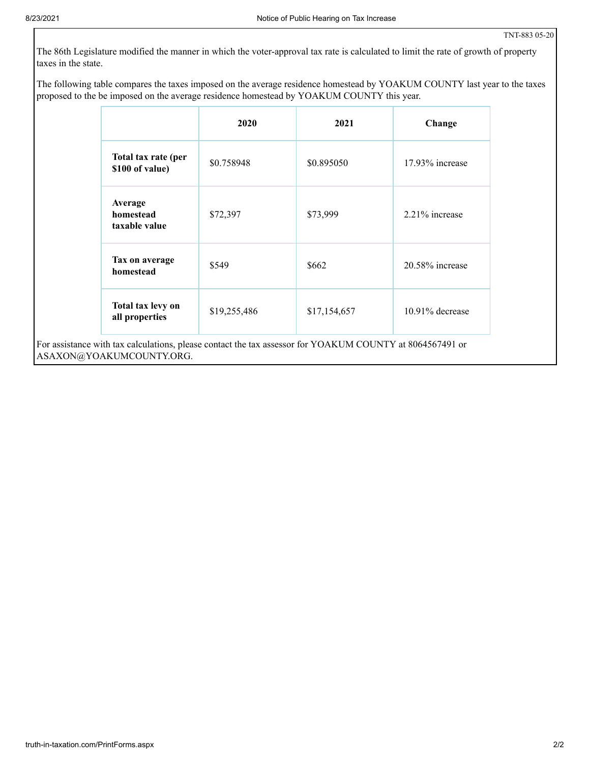TNT-883 05-20

The 86th Legislature modified the manner in which the voter-approval tax rate is calculated to limit the rate of growth of property taxes in the state.

The following table compares the taxes imposed on the average residence homestead by YOAKUM COUNTY last year to the taxes proposed to the be imposed on the average residence homestead by YOAKUM COUNTY this year.

| | 2020 | 2021 | Change |
|---|---|---|---|
| **Total tax rate (per $100 of value)** | $0.758948 | $0.895050 | 17.93% increase |
| **Average homestead taxable value** | $72,397 | $73,999 | 2.21% increase |
| **Tax on average homestead** | $549 | $662 | 20.58% increase |
| **Total tax levy on all properties** | $19,255,486 | $17,154,657 | 10.91% decrease |

For assistance with tax calculations, please contact the tax assessor for YOAKUM COUNTY at 8064567491 or ASAXON@YOAKUMCOUNTY.ORG.